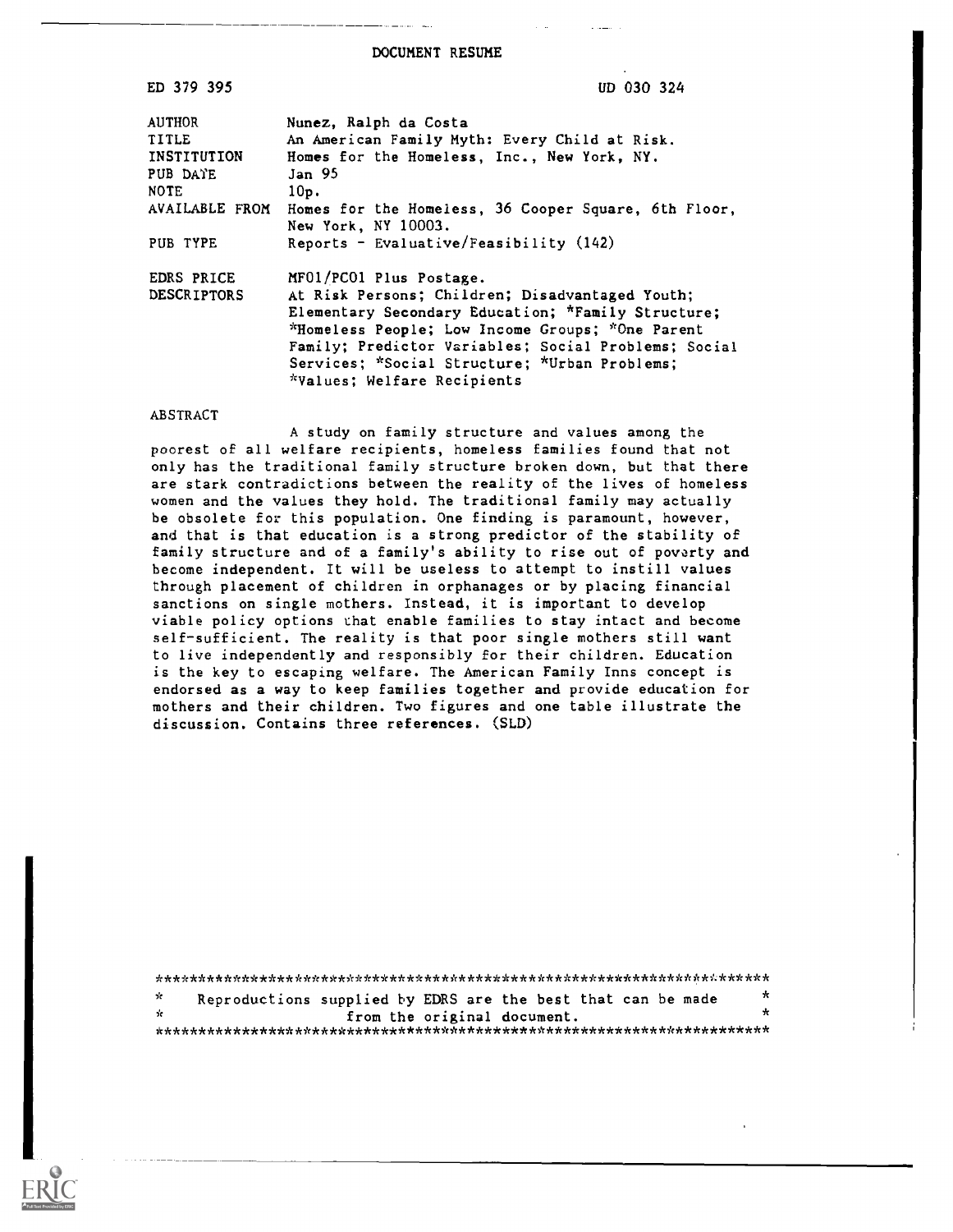DOCUMENT RESUME

| | |
|---|---|
| ED 379 395 | UD 030 324 |
| AUTHOR | Nunez, Ralph da Costa |
| TITLE | An American Family Myth: Every Child at Risk. |
| INSTITUTION | Homes for the Homeless, Inc., New York, NY. |
| PUB DATE | Jan 95 |
| NOTE | 10p. |
| AVAILABLE FROM | Homes for the Homeless, 36 Cooper Square, 6th Floor, New York, NY 10003. |
| PUB TYPE | Reports - Evaluative/Feasibility (142) |
| EDRS PRICE | MF01/PC01 Plus Postage. |
| DESCRIPTORS | At Risk Persons; Children; Disadvantaged Youth; Elementary Secondary Education; *Family Structure; *Homeless People; Low Income Groups; *One Parent Family; Predictor Variables; Social Problems; Social Services; *Social Structure; *Urban Problems; *Values; Welfare Recipients |

ABSTRACT

A study on family structure and values among the poorest of all welfare recipients, homeless families found that not only has the traditional family structure broken down, but that there are stark contradictions between the reality of the lives of homeless women and the values they hold. The traditional family may actually be obsolete for this population. One finding is paramount, however, and that is that education is a strong predictor of the stability of family structure and of a family's ability to rise out of poverty and become independent. It will be useless to attempt to instill values through placement of children in orphanages or by placing financial sanctions on single mothers. Instead, it is important to develop viable policy options that enable families to stay intact and become self-sufficient. The reality is that poor single mothers still want to live independently and responsibly for their children. Education is the key to escaping welfare. The American Family Inns concept is endorsed as a way to keep families together and provide education for mothers and their children. Two figures and one table illustrate the discussion. Contains three references. (SLD)

***********************************************************************
* Reproductions supplied by EDRS are the best that can be made *
* from the original document. *
***********************************************************************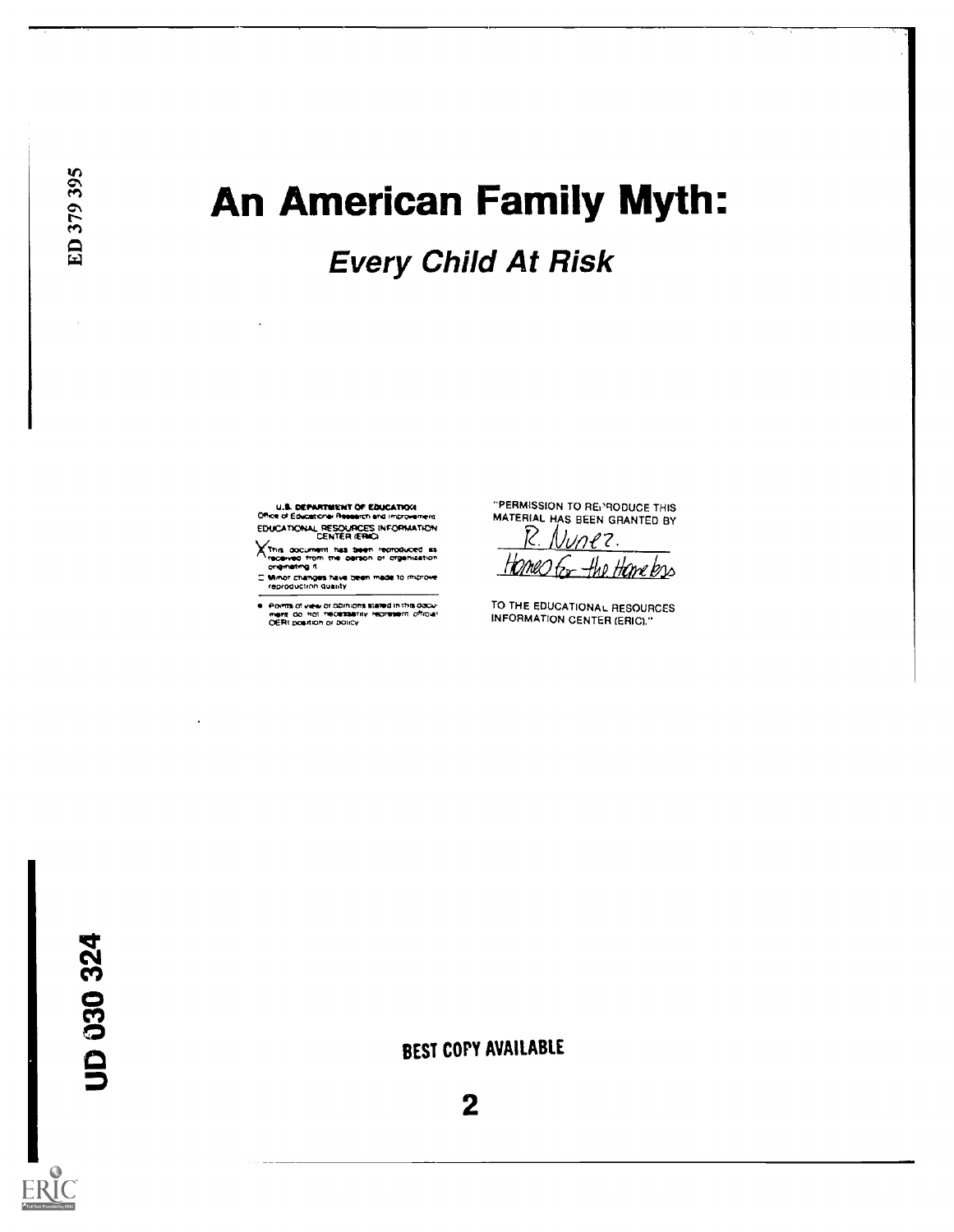ED 379 395

# An American Family Myth:

## *Every Child At Risk*

U.S. DEPARTMENT OF EDUCATION
Office of Educational Research and Improvement
EDUCATIONAL RESOURCES INFORMATION CENTER (ERIC)

X This document has been reproduced as received from the person or organization originating it.

☐ Minor changes have been made to improve reproduction quality

- Points of view or opinions stated in this document do not necessarily represent official OERI position or policy

"PERMISSION TO REPRODUCE THIS MATERIAL HAS BEEN GRANTED BY

R. Nunez
Homes for the Homeless

TO THE EDUCATIONAL RESOURCES INFORMATION CENTER (ERIC)."

UD 030 324

BEST COPY AVAILABLE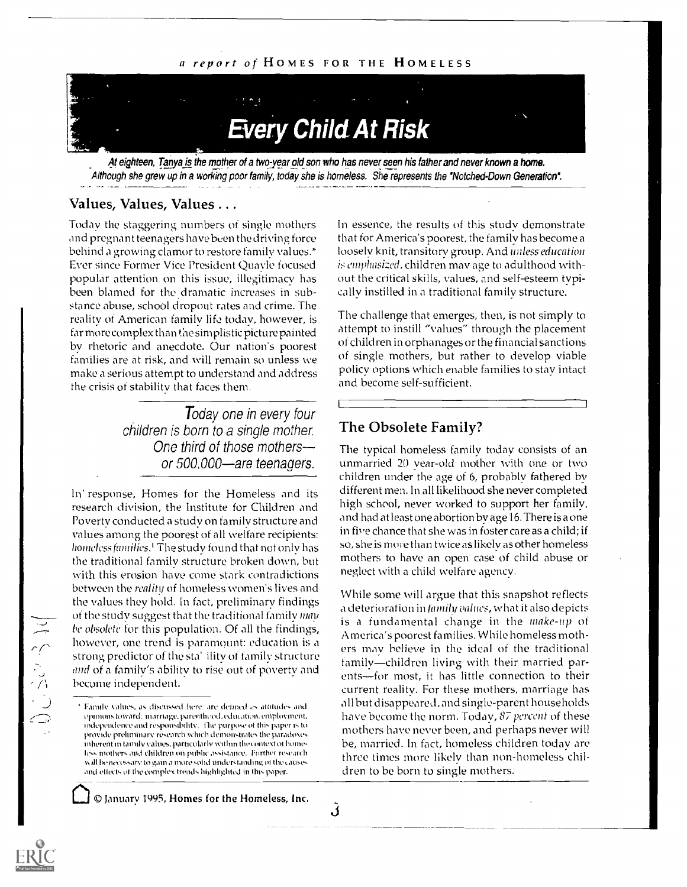*a report of* HOMES FOR THE HOMELESS

# Every Child At Risk

*At eighteen, Tanya is the mother of a two-year old son who has never seen his father and never known a home. Although she grew up in a working poor family, today she is homeless. She represents the "Notched-Down Generation".*

## Values, Values, Values . . .

Today the staggering numbers of single mothers and pregnant teenagers have been the driving force behind a growing clamor to restore family values.* Ever since Former Vice President Quayle focused popular attention on this issue, illegitimacy has been blamed for the dramatic increases in substance abuse, school dropout rates and crime. The reality of American family life today, however, is far more complex than the simplistic picture painted by rhetoric and anecdote. Our nation's poorest families are at risk, and will remain so unless we make a serious attempt to understand and address the crisis of stability that faces them.

> *Today one in every four children is born to a single mother. One third of those mothers—or 500,000—are teenagers.*

In response, Homes for the Homeless and its research division, the Institute for Children and Poverty conducted a study on family structure and values among the poorest of all welfare recipients: *homeless families*.[1] The study found that not only has the traditional family structure broken down, but with this erosion have come stark contradictions between the *reality* of homeless women's lives and the values they hold. In fact, preliminary findings of the study suggest that the traditional family *may be obsolete* for this population. Of all the findings, however, one trend is paramount: education is a strong predictor of the stability of family structure *and* of a family's ability to rise out of poverty and become independent.

In essence, the results of this study demonstrate that for America's poorest, the family has become a loosely knit, transitory group. And *unless education is emphasized*, children may age to adulthood without the critical skills, values, and self-esteem typically instilled in a traditional family structure.

The challenge that emerges, then, is not simply to attempt to instill "values" through the placement of children in orphanages or the financial sanctions of single mothers, but rather to develop viable policy options which enable families to stay intact and become self-sufficient.

## The Obsolete Family?

The typical homeless family today consists of an unmarried 20 year-old mother with one or two children under the age of 6, probably fathered by different men. In all likelihood she never completed high school, never worked to support her family, and had at least one abortion by age 16. There is a one in five chance that she was in foster care as a child; if so, she is more than twice as likely as other homeless mothers to have an open case of child abuse or neglect with a child welfare agency.

While some will argue that this snapshot reflects a deterioration in *family values*, what it also depicts is a fundamental change in the *make-up* of America's poorest families. While homeless mothers may believe in the ideal of the traditional family—children living with their married parents—for most, it has little connection to their current reality. For these mothers, marriage has all but disappeared, and single-parent households have become the norm. Today, *87 percent* of these mothers have never been, and perhaps never will be, married. In fact, homeless children today are three times more likely than non-homeless children to be born to single mothers.

---

* Family values, as discussed here, are defined as attitudes and opinions toward: marriage, parenthood, education, employment, independence and responsibility. The purpose of this paper is to provide preliminary research which demonstrates the paradoxes inherent in family values, particularly within the context of homeless mothers and children on public assistance. Further research will be necessary to gain a more solid understanding of the causes and effects of the complex trends highlighted in this paper.

© January 1995, Homes for the Homeless, Inc.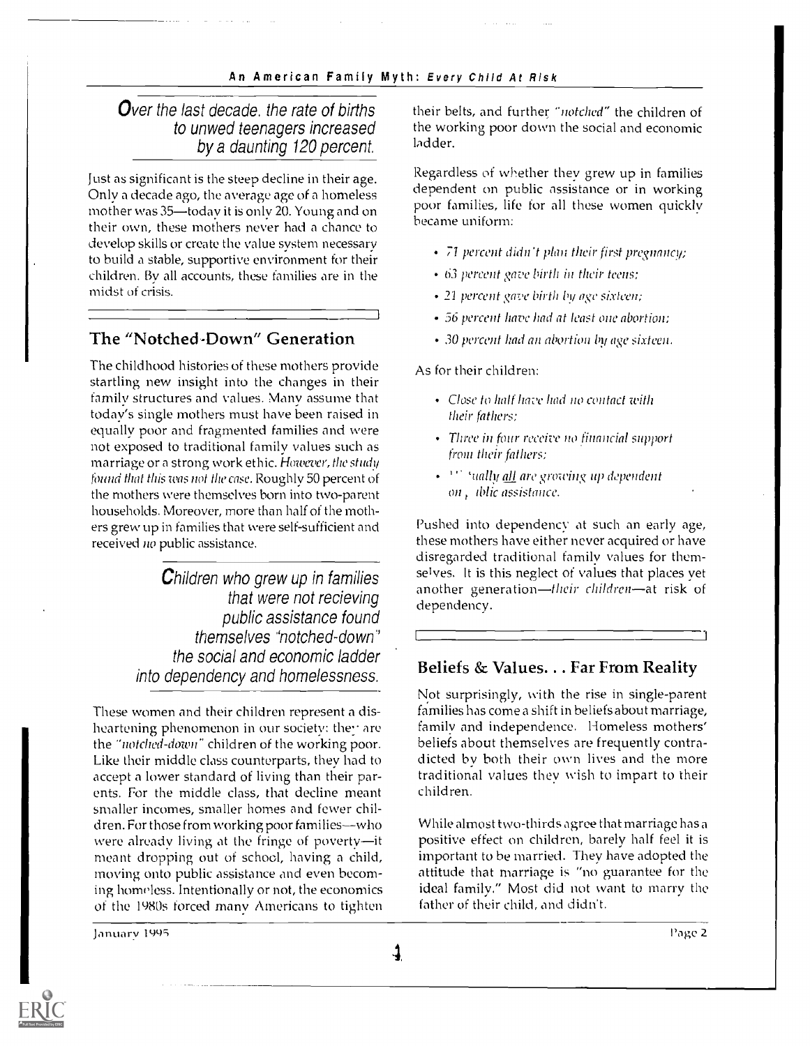*Over the last decade, the rate of births to unwed teenagers increased by a daunting 120 percent.*

Just as significant is the steep decline in their age. Only a decade ago, the average age of a homeless mother was 35—today it is only 20. Young and on their own, these mothers never had a chance to develop skills or create the value system necessary to build a stable, supportive environment for their children. By all accounts, these families are in the midst of crisis.

## The "Notched-Down" Generation

The childhood histories of these mothers provide startling new insight into the changes in their family structures and values. Many assume that today's single mothers must have been raised in equally poor and fragmented families and were not exposed to traditional family values such as marriage or a strong work ethic. *However, the study found that this was not the case.* Roughly 50 percent of the mothers were themselves born into two-parent households. Moreover, more than half of the mothers grew up in families that were self-sufficient and received *no* public assistance.

*Children who grew up in families that were not recieving public assistance found themselves "notched-down" the social and economic ladder into dependency and homelessness.*

These women and their children represent a disheartening phenomenon in our society: they are the *"notched-down"* children of the working poor. Like their middle class counterparts, they had to accept a lower standard of living than their parents. For the middle class, that decline meant smaller incomes, smaller homes and fewer children. For those from working poor families—who were already living at the fringe of poverty—it meant dropping out of school, having a child, moving onto public assistance and even becoming homeless. Intentionally or not, the economics of the 1980s forced many Americans to tighten their belts, and further *"notched"* the children of the working poor down the social and economic ladder.

Regardless of whether they grew up in families dependent on public assistance or in working poor families, life for all these women quickly became uniform:

- *71 percent didn't plan their first pregnancy;*
- *63 percent gave birth in their teens;*
- *21 percent gave birth by age sixteen;*
- *56 percent have had at least one abortion;*
- *30 percent had an abortion by age sixteen.*

As for their children:

- *Close to half have had no contact with their fathers;*
- *Three in four receive no financial support from their fathers;*
- *'' tually all are growing up dependent on , iblic assistance.*

Pushed into dependency at such an early age, these mothers have either never acquired or have disregarded traditional family values for themselves. It is this neglect of values that places yet another generation—*their children*—at risk of dependency.

## Beliefs & Values. . . Far From Reality

Not surprisingly, with the rise in single-parent families has come a shift in beliefs about marriage, family and independence. Homeless mothers' beliefs about themselves are frequently contradicted by both their own lives and the more traditional values they wish to impart to their children.

While almost two-thirds agree that marriage has a positive effect on children, barely half feel it is important to be married. They have adopted the attitude that marriage is "no guarantee for the ideal family." Most did not want to marry the father of their child, and didn't.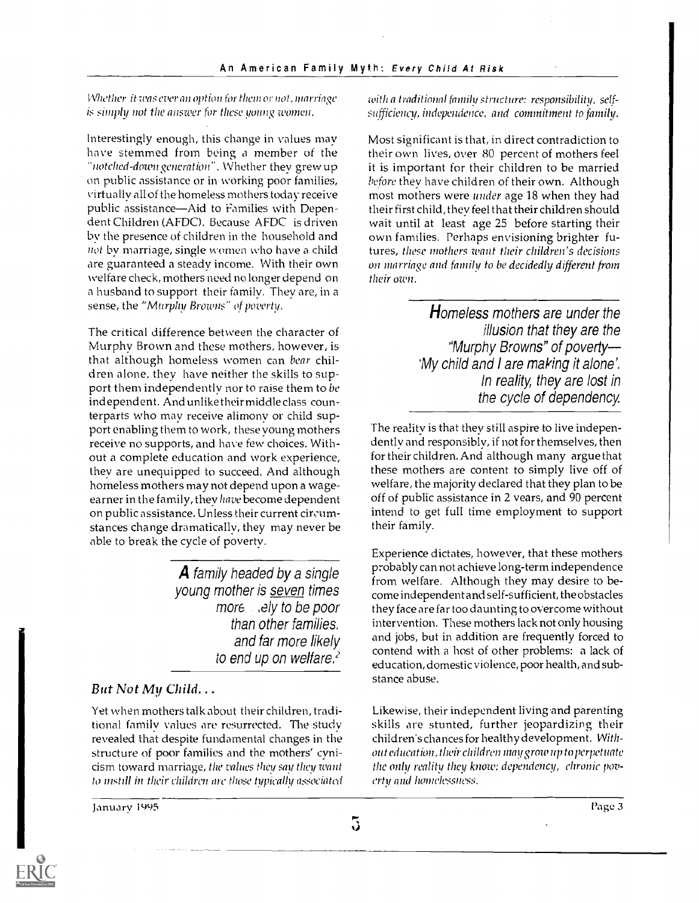*Whether it was ever an option for them or not, marriage is simply not the answer for these young women.*

Interestingly enough, this change in values may have stemmed from being a member of the *"notched-down generation"*. Whether they grew up on public assistance or in working poor families, virtually all of the homeless mothers today receive public assistance—Aid to Families with Dependent Children (AFDC). Because AFDC is driven by the presence of children in the household and *not* by marriage, single women who have a child are guaranteed a steady income. With their own welfare check, mothers need no longer depend on a husband to support their family. They are, in a sense, the *"Murphy Browns" of poverty*.

The critical difference between the character of Murphy Brown and these mothers, however, is that although homeless women can *bear* children alone, they have neither the skills to support them independently nor to raise them to *be* independent. And unlike their middle class counterparts who may receive alimony or child support enabling them to work, these young mothers receive no supports, and have few choices. Without a complete education and work experience, they are unequipped to succeed. And although homeless mothers may not depend upon a wage-earner in the family, they *have* become dependent on public assistance. Unless their current circumstances change dramatically, they may never be able to break the cycle of poverty.

> ***A** family headed by a single young mother is seven times more likely to be poor than other families, and far more likely to end up on welfare.*[2]

### *But Not My Child...*

Yet when mothers talk about their children, traditional family values are resurrected. The study revealed that despite fundamental changes in the structure of poor families and the mothers' cynicism toward marriage, *the values they say they want to instill in their children are those typically associated with a traditional family structure: responsibility, self-sufficiency, independence, and commitment to family.*

Most significant is that, in direct contradiction to their own lives, over 80 percent of mothers feel it is important for their children to be married *before* they have children of their own. Although most mothers were *under* age 18 when they had their first child, they feel that their children should wait until at least age 25 before starting their own families. Perhaps envisioning brighter futures, *these mothers want their children's decisions on marriage and family to be decidedly different from their own.*

> ***Homeless mothers are under the illusion that they are the "Murphy Browns" of poverty— 'My child and I are making it alone'. In reality, they are lost in the cycle of dependency.***

The reality is that they still aspire to live independently and responsibly, if not for themselves, then for their children. And although many argue that these mothers are content to simply live off of welfare, the majority declared that they plan to be off of public assistance in 2 years, and 90 percent intend to get full time employment to support their family.

Experience dictates, however, that these mothers probably can not achieve long-term independence from welfare. Although they may desire to become independent and self-sufficient, the obstacles they face are far too daunting to overcome without intervention. These mothers lack not only housing and jobs, but in addition are frequently forced to contend with a host of other problems: a lack of education, domestic violence, poor health, and substance abuse.

Likewise, their independent living and parenting skills are stunted, further jeopardizing their children's chances for healthy development. *Without education, their children may grow up to perpetuate the only reality they know: dependency, chronic poverty and homelessness.*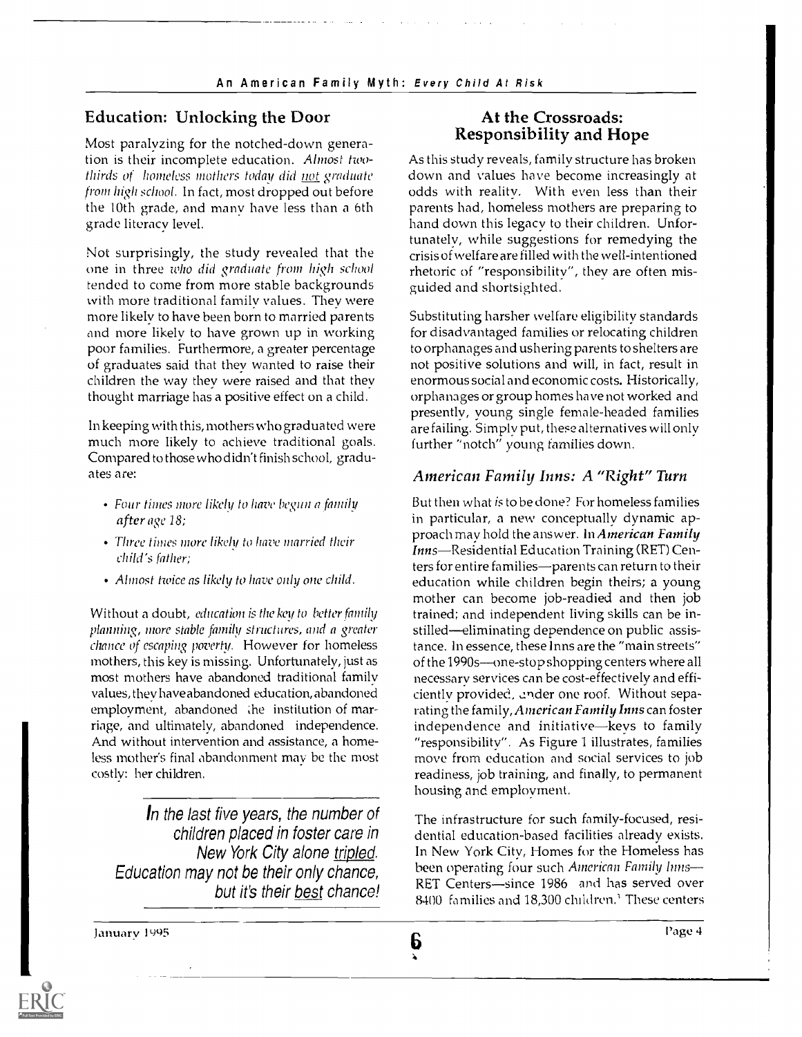## Education: Unlocking the Door

Most paralyzing for the notched-down generation is their incomplete education. *Almost two-thirds of homeless mothers today did not graduate from high school.* In fact, most dropped out before the 10th grade, and many have less than a 6th grade literacy level.

Not surprisingly, the study revealed that the one in three *who did graduate from high school* tended to come from more stable backgrounds with more traditional family values. They were more likely to have been born to married parents and more likely to have grown up in working poor families. Furthermore, a greater percentage of graduates said that they wanted to raise their children the way they were raised and that they thought marriage has a positive effect on a child.

In keeping with this, mothers who graduated were much more likely to achieve traditional goals. Compared to those who didn't finish school, graduates are:

- *Four times more likely to have begun a family after age 18;*
- *Three times more likely to have married their child's father;*
- *Almost twice as likely to have only one child.*

Without a doubt, *education is the key to better family planning, more stable family structures, and a greater chance of escaping poverty.* However for homeless mothers, this key is missing. Unfortunately, just as most mothers have abandoned traditional family values, they have abandoned education, abandoned employment, abandoned the institution of marriage, and ultimately, abandoned independence. And without intervention and assistance, a homeless mother's final abandonment may be the most costly: her children.

*In the last five years, the number of children placed in foster care in New York City alone tripled. Education may not be their only chance, but it's their best chance!*

## At the Crossroads: Responsibility and Hope

As this study reveals, family structure has broken down and values have become increasingly at odds with reality. With even less than their parents had, homeless mothers are preparing to hand down this legacy to their children. Unfortunately, while suggestions for remedying the crisis of welfare are filled with the well-intentioned rhetoric of "responsibility", they are often misguided and shortsighted.

Substituting harsher welfare eligibility standards for disadvantaged families or relocating children to orphanages and ushering parents to shelters are not positive solutions and will, in fact, result in enormous social and economic costs. Historically, orphanages or group homes have not worked and presently, young single female-headed families are failing. Simply put, these alternatives will only further "notch" young families down.

### *American Family Inns: A "Right" Turn*

But then what *is* to be done? For homeless families in particular, a new conceptually dynamic approach may hold the answer. In ***American Family Inns***—Residential Education Training (RET) Centers for entire families—parents can return to their education while children begin theirs; a young mother can become job-readied and then job trained; and independent living skills can be instilled—eliminating dependence on public assistance. In essence, these Inns are the "main streets" of the 1990s—one-stop shopping centers where all necessary services can be cost-effectively and efficiently provided, under one roof. Without separating the family, ***American Family Inns*** can foster independence and initiative—keys to family "responsibility". As Figure 1 illustrates, families move from education and social services to job readiness, job training, and finally, to permanent housing and employment.

The infrastructure for such family-focused, residential education-based facilities already exists. In New York City, Homes for the Homeless has been operating four such *American Family Inns*—RET Centers—since 1986 and has served over 8400 families and 18,300 children.[1] These centers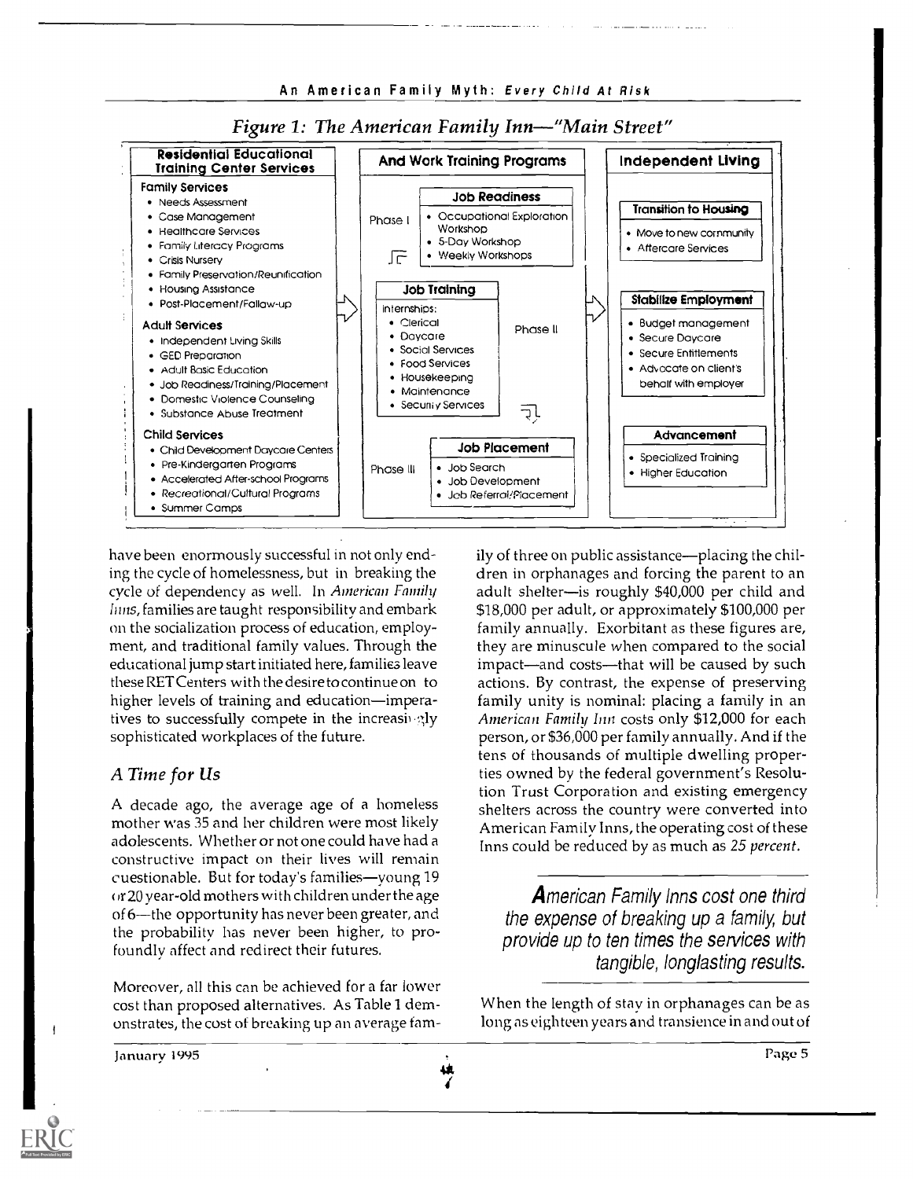*Figure 1: The American Family Inn—"Main Street"*

**Residential Educational Training Center Services**

**Family Services**
- Needs Assessment
- Case Management
- Healthcare Services
- Family Literacy Programs
- Crisis Nursery
- Family Preservation/Reunification
- Housing Assistance
- Post-Placement/Follow-up

**Adult Services**
- Independent Living Skills
- GED Preparation
- Adult Basic Education
- Job Readiness/Training/Placement
- Domestic Violence Counseling
- Substance Abuse Treatment

**Child Services**
- Child Development Daycare Centers
- Pre-Kindergarten Programs
- Accelerated After-school Programs
- Recreational/Cultural Programs
- Summer Camps

**And Work Training Programs**

Phase I — **Job Readiness**
- Occupational Exploration Workshop
- 5-Day Workshop
- Weekly Workshops

Phase II — **Job Training**

Internships:
- Clerical
- Daycare
- Social Services
- Food Services
- Housekeeping
- Maintenance
- Security Services

Phase III — **Job Placement**
- Job Search
- Job Development
- Job Referral/Placement

**Independent Living**

**Transition to Housing**
- Move to new community
- Aftercare Services

**Stabilize Employment**
- Budget management
- Secure Daycare
- Secure Entitlements
- Advocate on client's behalf with employer

**Advancement**
- Specialized Training
- Higher Education

have been enormously successful in not only ending the cycle of homelessness, but in breaking the cycle of dependency as well. In *American Family Inns*, families are taught responsibility and embark on the socialization process of education, employment, and traditional family values. Through the educational jump start initiated here, families leave these RET Centers with the desire to continue on to higher levels of training and education—imperatives to successfully compete in the increasingly sophisticated workplaces of the future.

## *A Time for Us*

A decade ago, the average age of a homeless mother was 35 and her children were most likely adolescents. Whether or not one could have had a constructive impact on their lives will remain questionable. But for today's families—young 19 or 20 year-old mothers with children under the age of 6—the opportunity has never been greater, and the probability has never been higher, to profoundly affect and redirect their futures.

Moreover, all this can be achieved for a far lower cost than proposed alternatives. As Table 1 demonstrates, the cost of breaking up an average family of three on public assistance—placing the children in orphanages and forcing the parent to an adult shelter—is roughly $40,000 per child and $18,000 per adult, or approximately $100,000 per family annually. Exorbitant as these figures are, they are minuscule when compared to the social impact—and costs—that will be caused by such actions. By contrast, the expense of preserving family unity is nominal: placing a family in an *American Family Inn* costs only $12,000 for each person, or $36,000 per family annually. And if the tens of thousands of multiple dwelling properties owned by the federal government's Resolution Trust Corporation and existing emergency shelters across the country were converted into American Family Inns, the operating cost of these Inns could be reduced by as much as *25 percent*.

> **A**merican Family Inns cost one third the expense of breaking up a family, but provide up to ten times the services with tangible, longlasting results.

When the length of stay in orphanages can be as long as eighteen years and transience in and out of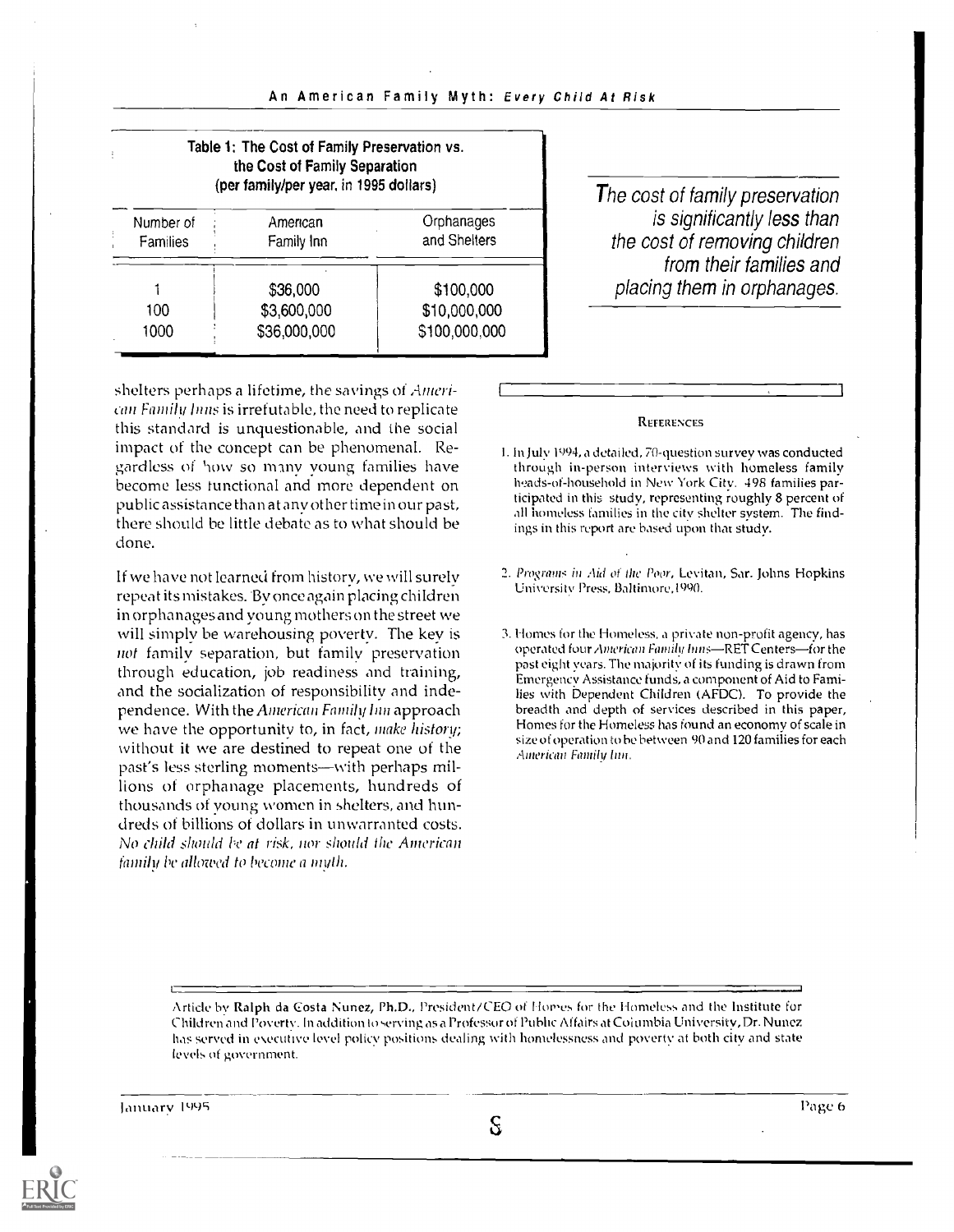**Table 1: The Cost of Family Preservation vs. the Cost of Family Separation (per family/per year, in 1995 dollars)**

| Number of Families | American Family Inn | Orphanages and Shelters |
|---|---|---|
| 1 | $36,000 | $100,000 |
| 100 | $3,600,000 | $10,000,000 |
| 1000 | $36,000,000 | $100,000,000 |

*The cost of family preservation is significantly less than the cost of removing children from their families and placing them in orphanages.*

shelters perhaps a lifetime, the savings of *American Family Inns* is irrefutable, the need to replicate this standard is unquestionable, and the social impact of the concept can be phenomenal. Regardless of how so many young families have become less functional and more dependent on public assistance than at any other time in our past, there should be little debate as to what should be done.

If we have not learned from history, we will surely repeat its mistakes. By once again placing children in orphanages and young mothers on the street we will simply be warehousing poverty. The key is *not* family separation, but family preservation through education, job readiness and training, and the socialization of responsibility and independence. With the *American Family Inn* approach we have the opportunity to, in fact, *make history*; without it we are destined to repeat one of the past's less sterling moments—with perhaps millions of orphanage placements, hundreds of thousands of young women in shelters, and hundreds of billions of dollars in unwarranted costs. *No child should be at risk, nor should the American family be allowed to become a myth.*

### References

1. In July 1994, a detailed, 70-question survey was conducted through in-person interviews with homeless family heads-of-household in New York City. 498 families participated in this study, representing roughly 8 percent of all homeless families in the city shelter system. The findings in this report are based upon that study.

2. *Programs in Aid of the Poor*, Levitan, Sar. Johns Hopkins University Press, Baltimore, 1990.

3. Homes for the Homeless, a private non-profit agency, has operated four *American Family Inns*—RET Centers—for the past eight years. The majority of its funding is drawn from Emergency Assistance funds, a component of Aid to Families with Dependent Children (AFDC). To provide the breadth and depth of services described in this paper, Homes for the Homeless has found an economy of scale in size of operation to be between 90 and 120 families for each *American Family Inn*.

Article by **Ralph da Costa Nunez, Ph.D.**, President/CEO of Homes for the Homeless and the Institute for Children and Poverty. In addition to serving as a Professor of Public Affairs at Columbia University, Dr. Nunez has served in executive level policy positions dealing with homelessness and poverty at both city and state levels of government.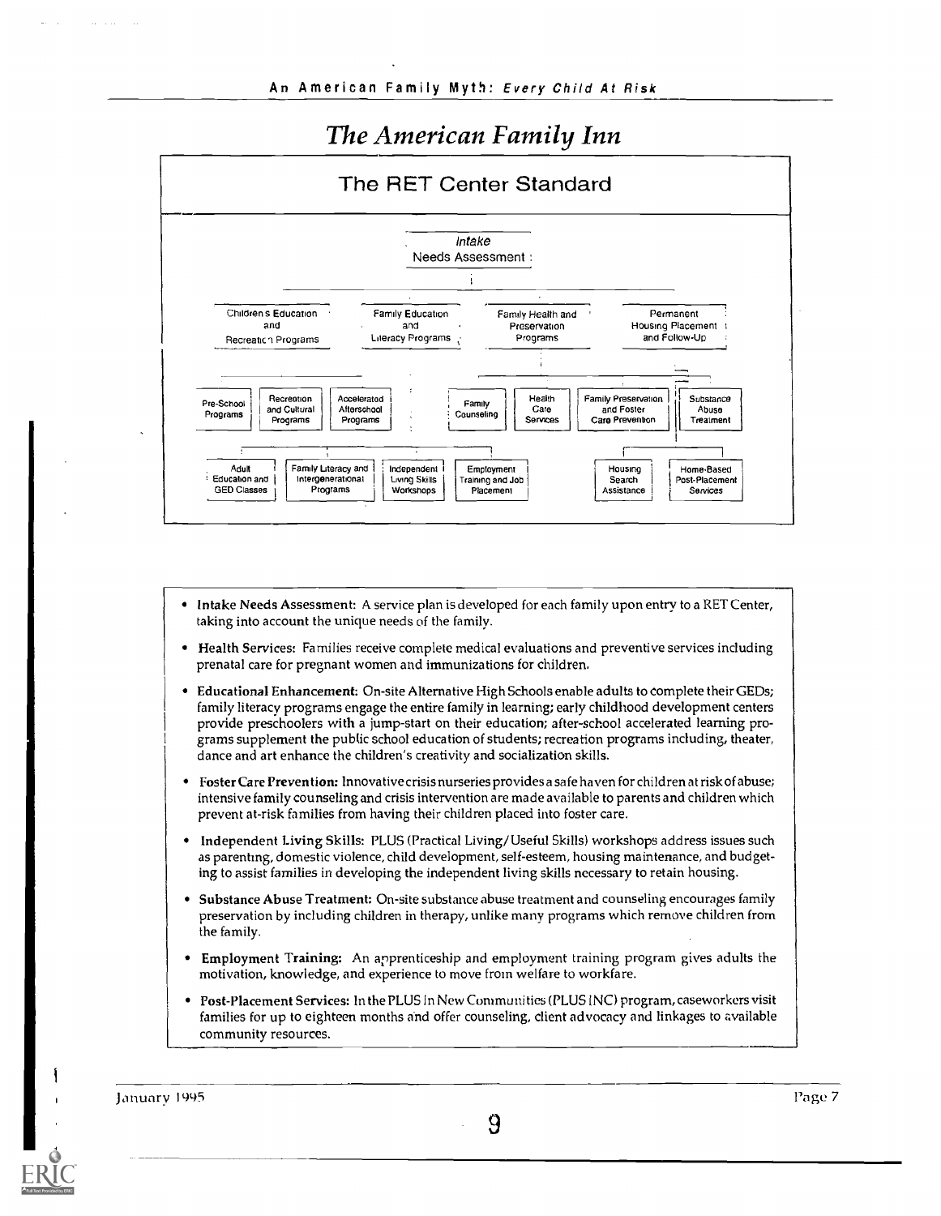# The American Family Inn

## The RET Center Standard

**Intake Needs Assessment**

- Children's Education and Recreation Programs
  - Pre-School Programs
  - Recreation and Cultural Programs
  - Accelerated Afterschool Programs
- Family Education and Literacy Programs
  - Adult Education and GED Classes
  - Family Literacy and Intergenerational Programs
  - Independent Living Skills Workshops
  - Employment Training and Job Placement
- Family Health and Preservation Programs
  - Family Counseling
  - Health Care Services
  - Family Preservation and Foster Care Prevention
  - Substance Abuse Treatment
- Permanent Housing Placement and Follow-Up
  - Housing Search Assistance
  - Home-Based Post-Placement Services

- **Intake Needs Assessment:** A service plan is developed for each family upon entry to a RET Center, taking into account the unique needs of the family.
- **Health Services:** Families receive complete medical evaluations and preventive services including prenatal care for pregnant women and immunizations for children.
- **Educational Enhancement:** On-site Alternative High Schools enable adults to complete their GEDs; family literacy programs engage the entire family in learning; early childhood development centers provide preschoolers with a jump-start on their education; after-school accelerated learning programs supplement the public school education of students; recreation programs including, theater, dance and art enhance the children's creativity and socialization skills.
- **Foster Care Prevention:** Innovative crisis nurseries provides a safe haven for children at risk of abuse; intensive family counseling and crisis intervention are made available to parents and children which prevent at-risk families from having their children placed into foster care.
- **Independent Living Skills:** PLUS (Practical Living/Useful Skills) workshops address issues such as parenting, domestic violence, child development, self-esteem, housing maintenance, and budgeting to assist families in developing the independent living skills necessary to retain housing.
- **Substance Abuse Treatment:** On-site substance abuse treatment and counseling encourages family preservation by including children in therapy, unlike many programs which remove children from the family.
- **Employment Training:** An apprenticeship and employment training program gives adults the motivation, knowledge, and experience to move from welfare to workfare.
- **Post-Placement Services:** In the PLUS In New Communities (PLUS INC) program, caseworkers visit families for up to eighteen months and offer counseling, client advocacy and linkages to available community resources.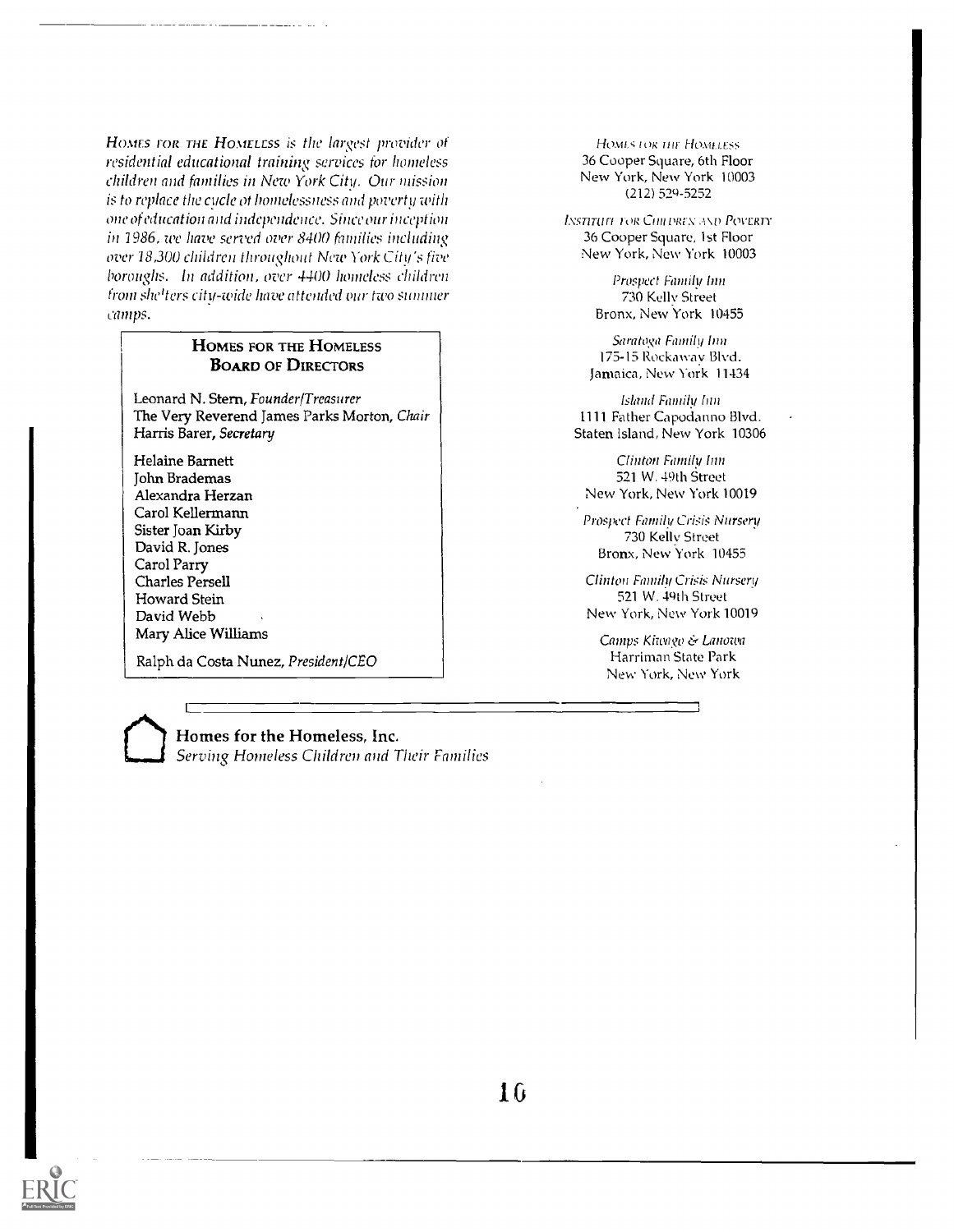*Homes for the Homeless is the largest provider of residential educational training services for homeless children and families in New York City. Our mission is to replace the cycle of homelessness and poverty with one of education and independence. Since our inception in 1986, we have served over 8400 families including over 18,300 children throughout New York City's five boroughs. In addition, over 4400 homeless children from shelters city-wide have attended our two summer camps.*

**Homes for the Homeless**
**Board of Directors**

Leonard N. Stern, *Founder/Treasurer*
The Very Reverend James Parks Morton, *Chair*
Harris Barer, *Secretary*

Helaine Barnett
John Brademas
Alexandra Herzan
Carol Kellermann
Sister Joan Kirby
David R. Jones
Carol Parry
Charles Persell
Howard Stein
David Webb
Mary Alice Williams

Ralph da Costa Nunez, *President/CEO*

Homes for the Homeless
36 Cooper Square, 6th Floor
New York, New York 10003
(212) 529-5252

Institute for Children and Poverty
36 Cooper Square, 1st Floor
New York, New York 10003

*Prospect Family Inn*
730 Kelly Street
Bronx, New York 10455

*Saratoga Family Inn*
175-15 Rockaway Blvd.
Jamaica, New York 11434

*Island Family Inn*
1111 Father Capodanno Blvd.
Staten Island, New York 10306

*Clinton Family Inn*
521 W. 49th Street
New York, New York 10019

*Prospect Family Crisis Nursery*
730 Kelly Street
Bronx, New York 10455

*Clinton Family Crisis Nursery*
521 W. 49th Street
New York, New York 10019

*Camps Kiwago & Lanowa*
Harriman State Park
New York, New York

**Homes for the Homeless, Inc.**
*Serving Homeless Children and Their Families*